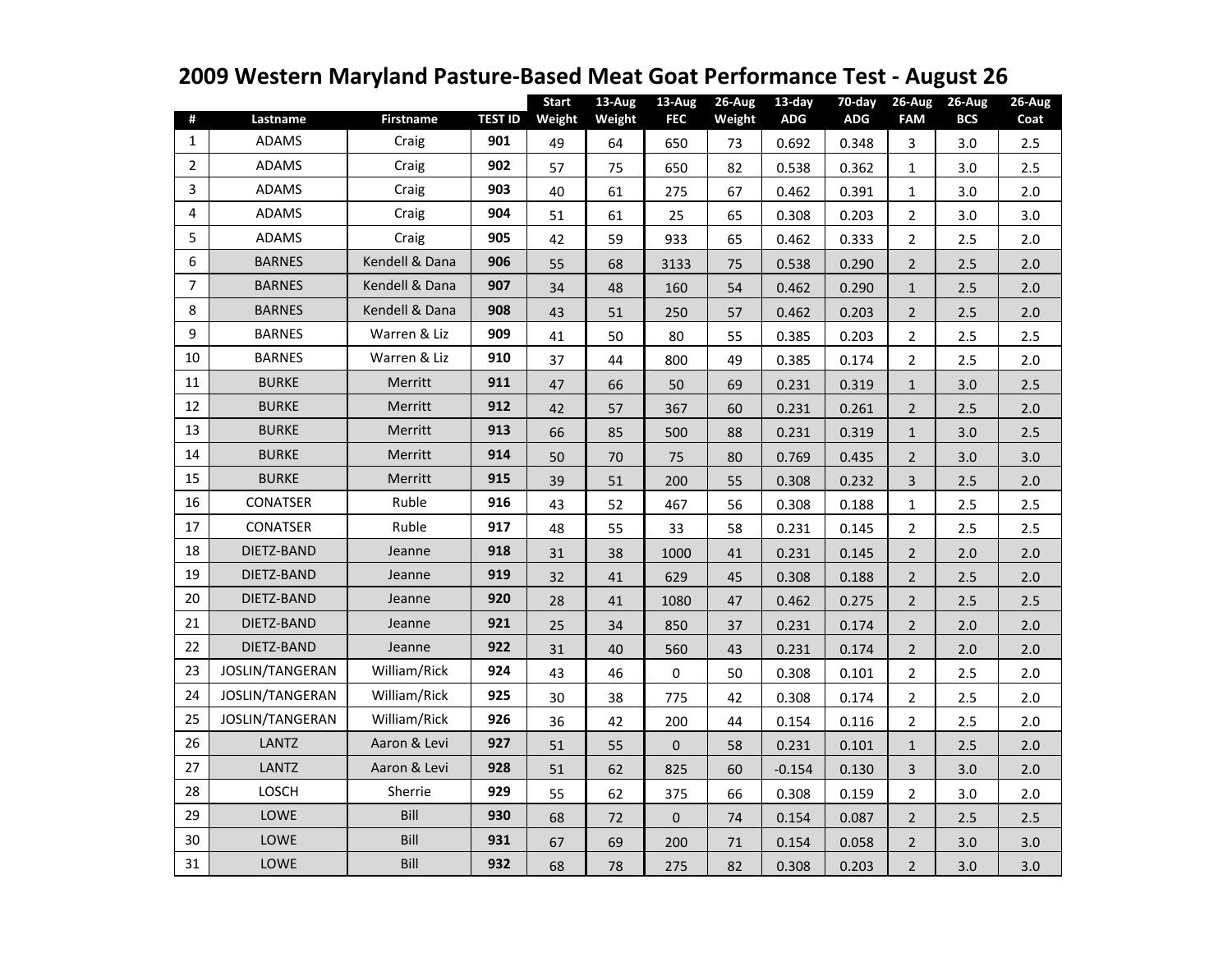# 2009 Western Maryland Pasture-Based Meat Goat Performance Test - August 26

| # | Lastname | Firstname | TEST ID | Start Weight | 13-Aug Weight | 13-Aug FEC | 26-Aug Weight | 13-day ADG | 70-day ADG | 26-Aug FAM | 26-Aug BCS | 26-Aug Coat |
|---|---|---|---|---|---|---|---|---|---|---|---|---|
| 1 | ADAMS | Craig | **901** | 49 | 64 | 650 | 73 | 0.692 | 0.348 | 3 | 3.0 | 2.5 |
| 2 | ADAMS | Craig | **902** | 57 | 75 | 650 | 82 | 0.538 | 0.362 | 1 | 3.0 | 2.5 |
| 3 | ADAMS | Craig | **903** | 40 | 61 | 275 | 67 | 0.462 | 0.391 | 1 | 3.0 | 2.0 |
| 4 | ADAMS | Craig | **904** | 51 | 61 | 25 | 65 | 0.308 | 0.203 | 2 | 3.0 | 3.0 |
| 5 | ADAMS | Craig | **905** | 42 | 59 | 933 | 65 | 0.462 | 0.333 | 2 | 2.5 | 2.0 |
| 6 | BARNES | Kendell & Dana | **906** | 55 | 68 | 3133 | 75 | 0.538 | 0.290 | 2 | 2.5 | 2.0 |
| 7 | BARNES | Kendell & Dana | **907** | 34 | 48 | 160 | 54 | 0.462 | 0.290 | 1 | 2.5 | 2.0 |
| 8 | BARNES | Kendell & Dana | **908** | 43 | 51 | 250 | 57 | 0.462 | 0.203 | 2 | 2.5 | 2.0 |
| 9 | BARNES | Warren & Liz | **909** | 41 | 50 | 80 | 55 | 0.385 | 0.203 | 2 | 2.5 | 2.5 |
| 10 | BARNES | Warren & Liz | **910** | 37 | 44 | 800 | 49 | 0.385 | 0.174 | 2 | 2.5 | 2.0 |
| 11 | BURKE | Merritt | **911** | 47 | 66 | 50 | 69 | 0.231 | 0.319 | 1 | 3.0 | 2.5 |
| 12 | BURKE | Merritt | **912** | 42 | 57 | 367 | 60 | 0.231 | 0.261 | 2 | 2.5 | 2.0 |
| 13 | BURKE | Merritt | **913** | 66 | 85 | 500 | 88 | 0.231 | 0.319 | 1 | 3.0 | 2.5 |
| 14 | BURKE | Merritt | **914** | 50 | 70 | 75 | 80 | 0.769 | 0.435 | 2 | 3.0 | 3.0 |
| 15 | BURKE | Merritt | **915** | 39 | 51 | 200 | 55 | 0.308 | 0.232 | 3 | 2.5 | 2.0 |
| 16 | CONATSER | Ruble | **916** | 43 | 52 | 467 | 56 | 0.308 | 0.188 | 1 | 2.5 | 2.5 |
| 17 | CONATSER | Ruble | **917** | 48 | 55 | 33 | 58 | 0.231 | 0.145 | 2 | 2.5 | 2.5 |
| 18 | DIETZ-BAND | Jeanne | **918** | 31 | 38 | 1000 | 41 | 0.231 | 0.145 | 2 | 2.0 | 2.0 |
| 19 | DIETZ-BAND | Jeanne | **919** | 32 | 41 | 629 | 45 | 0.308 | 0.188 | 2 | 2.5 | 2.0 |
| 20 | DIETZ-BAND | Jeanne | **920** | 28 | 41 | 1080 | 47 | 0.462 | 0.275 | 2 | 2.5 | 2.5 |
| 21 | DIETZ-BAND | Jeanne | **921** | 25 | 34 | 850 | 37 | 0.231 | 0.174 | 2 | 2.0 | 2.0 |
| 22 | DIETZ-BAND | Jeanne | **922** | 31 | 40 | 560 | 43 | 0.231 | 0.174 | 2 | 2.0 | 2.0 |
| 23 | JOSLIN/TANGERAN | William/Rick | **924** | 43 | 46 | 0 | 50 | 0.308 | 0.101 | 2 | 2.5 | 2.0 |
| 24 | JOSLIN/TANGERAN | William/Rick | **925** | 30 | 38 | 775 | 42 | 0.308 | 0.174 | 2 | 2.5 | 2.0 |
| 25 | JOSLIN/TANGERAN | William/Rick | **926** | 36 | 42 | 200 | 44 | 0.154 | 0.116 | 2 | 2.5 | 2.0 |
| 26 | LANTZ | Aaron & Levi | **927** | 51 | 55 | 0 | 58 | 0.231 | 0.101 | 1 | 2.5 | 2.0 |
| 27 | LANTZ | Aaron & Levi | **928** | 51 | 62 | 825 | 60 | -0.154 | 0.130 | 3 | 3.0 | 2.0 |
| 28 | LOSCH | Sherrie | **929** | 55 | 62 | 375 | 66 | 0.308 | 0.159 | 2 | 3.0 | 2.0 |
| 29 | LOWE | Bill | **930** | 68 | 72 | 0 | 74 | 0.154 | 0.087 | 2 | 2.5 | 2.5 |
| 30 | LOWE | Bill | **931** | 67 | 69 | 200 | 71 | 0.154 | 0.058 | 2 | 3.0 | 3.0 |
| 31 | LOWE | Bill | **932** | 68 | 78 | 275 | 82 | 0.308 | 0.203 | 2 | 3.0 | 3.0 |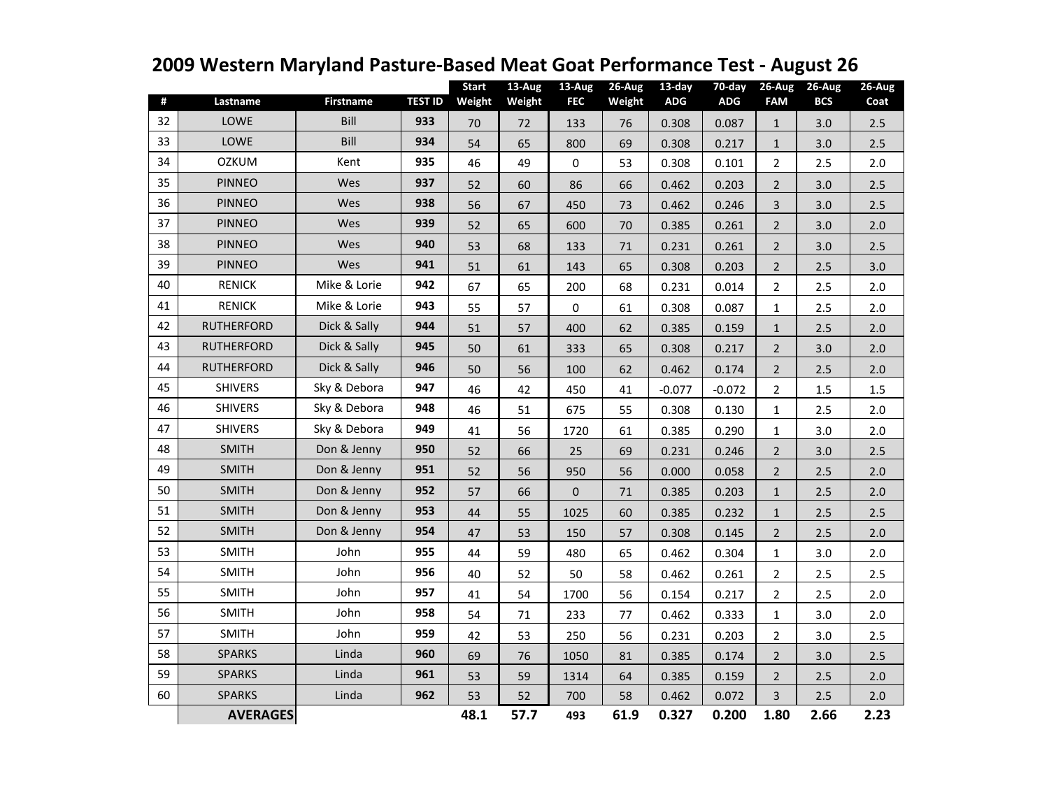# 2009 Western Maryland Pasture-Based Meat Goat Performance Test - August 26

| # | Lastname | Firstname | TEST ID | Start Weight | 13-Aug Weight | 13-Aug FEC | 26-Aug Weight | 13-day ADG | 70-day ADG | 26-Aug FAM | 26-Aug BCS | 26-Aug Coat |
|---|---|---|---|---|---|---|---|---|---|---|---|---|
| 32 | LOWE | Bill | **933** | 70 | 72 | 133 | 76 | 0.308 | 0.087 | 1 | 3.0 | 2.5 |
| 33 | LOWE | Bill | **934** | 54 | 65 | 800 | 69 | 0.308 | 0.217 | 1 | 3.0 | 2.5 |
| 34 | OZKUM | Kent | **935** | 46 | 49 | 0 | 53 | 0.308 | 0.101 | 2 | 2.5 | 2.0 |
| 35 | PINNEO | Wes | **937** | 52 | 60 | 86 | 66 | 0.462 | 0.203 | 2 | 3.0 | 2.5 |
| 36 | PINNEO | Wes | **938** | 56 | 67 | 450 | 73 | 0.462 | 0.246 | 3 | 3.0 | 2.5 |
| 37 | PINNEO | Wes | **939** | 52 | 65 | 600 | 70 | 0.385 | 0.261 | 2 | 3.0 | 2.0 |
| 38 | PINNEO | Wes | **940** | 53 | 68 | 133 | 71 | 0.231 | 0.261 | 2 | 3.0 | 2.5 |
| 39 | PINNEO | Wes | **941** | 51 | 61 | 143 | 65 | 0.308 | 0.203 | 2 | 2.5 | 3.0 |
| 40 | RENICK | Mike & Lorie | **942** | 67 | 65 | 200 | 68 | 0.231 | 0.014 | 2 | 2.5 | 2.0 |
| 41 | RENICK | Mike & Lorie | **943** | 55 | 57 | 0 | 61 | 0.308 | 0.087 | 1 | 2.5 | 2.0 |
| 42 | RUTHERFORD | Dick & Sally | **944** | 51 | 57 | 400 | 62 | 0.385 | 0.159 | 1 | 2.5 | 2.0 |
| 43 | RUTHERFORD | Dick & Sally | **945** | 50 | 61 | 333 | 65 | 0.308 | 0.217 | 2 | 3.0 | 2.0 |
| 44 | RUTHERFORD | Dick & Sally | **946** | 50 | 56 | 100 | 62 | 0.462 | 0.174 | 2 | 2.5 | 2.0 |
| 45 | SHIVERS | Sky & Debora | **947** | 46 | 42 | 450 | 41 | -0.077 | -0.072 | 2 | 1.5 | 1.5 |
| 46 | SHIVERS | Sky & Debora | **948** | 46 | 51 | 675 | 55 | 0.308 | 0.130 | 1 | 2.5 | 2.0 |
| 47 | SHIVERS | Sky & Debora | **949** | 41 | 56 | 1720 | 61 | 0.385 | 0.290 | 1 | 3.0 | 2.0 |
| 48 | SMITH | Don & Jenny | **950** | 52 | 66 | 25 | 69 | 0.231 | 0.246 | 2 | 3.0 | 2.5 |
| 49 | SMITH | Don & Jenny | **951** | 52 | 56 | 950 | 56 | 0.000 | 0.058 | 2 | 2.5 | 2.0 |
| 50 | SMITH | Don & Jenny | **952** | 57 | 66 | 0 | 71 | 0.385 | 0.203 | 1 | 2.5 | 2.0 |
| 51 | SMITH | Don & Jenny | **953** | 44 | 55 | 1025 | 60 | 0.385 | 0.232 | 1 | 2.5 | 2.5 |
| 52 | SMITH | Don & Jenny | **954** | 47 | 53 | 150 | 57 | 0.308 | 0.145 | 2 | 2.5 | 2.0 |
| 53 | SMITH | John | **955** | 44 | 59 | 480 | 65 | 0.462 | 0.304 | 1 | 3.0 | 2.0 |
| 54 | SMITH | John | **956** | 40 | 52 | 50 | 58 | 0.462 | 0.261 | 2 | 2.5 | 2.5 |
| 55 | SMITH | John | **957** | 41 | 54 | 1700 | 56 | 0.154 | 0.217 | 2 | 2.5 | 2.0 |
| 56 | SMITH | John | **958** | 54 | 71 | 233 | 77 | 0.462 | 0.333 | 1 | 3.0 | 2.0 |
| 57 | SMITH | John | **959** | 42 | 53 | 250 | 56 | 0.231 | 0.203 | 2 | 3.0 | 2.5 |
| 58 | SPARKS | Linda | **960** | 69 | 76 | 1050 | 81 | 0.385 | 0.174 | 2 | 3.0 | 2.5 |
| 59 | SPARKS | Linda | **961** | 53 | 59 | 1314 | 64 | 0.385 | 0.159 | 2 | 2.5 | 2.0 |
| 60 | SPARKS | Linda | **962** | 53 | 52 | 700 | 58 | 0.462 | 0.072 | 3 | 2.5 | 2.0 |
| | **AVERAGES** | | | **48.1** | **57.7** | **493** | **61.9** | **0.327** | **0.200** | **1.80** | **2.66** | **2.23** |